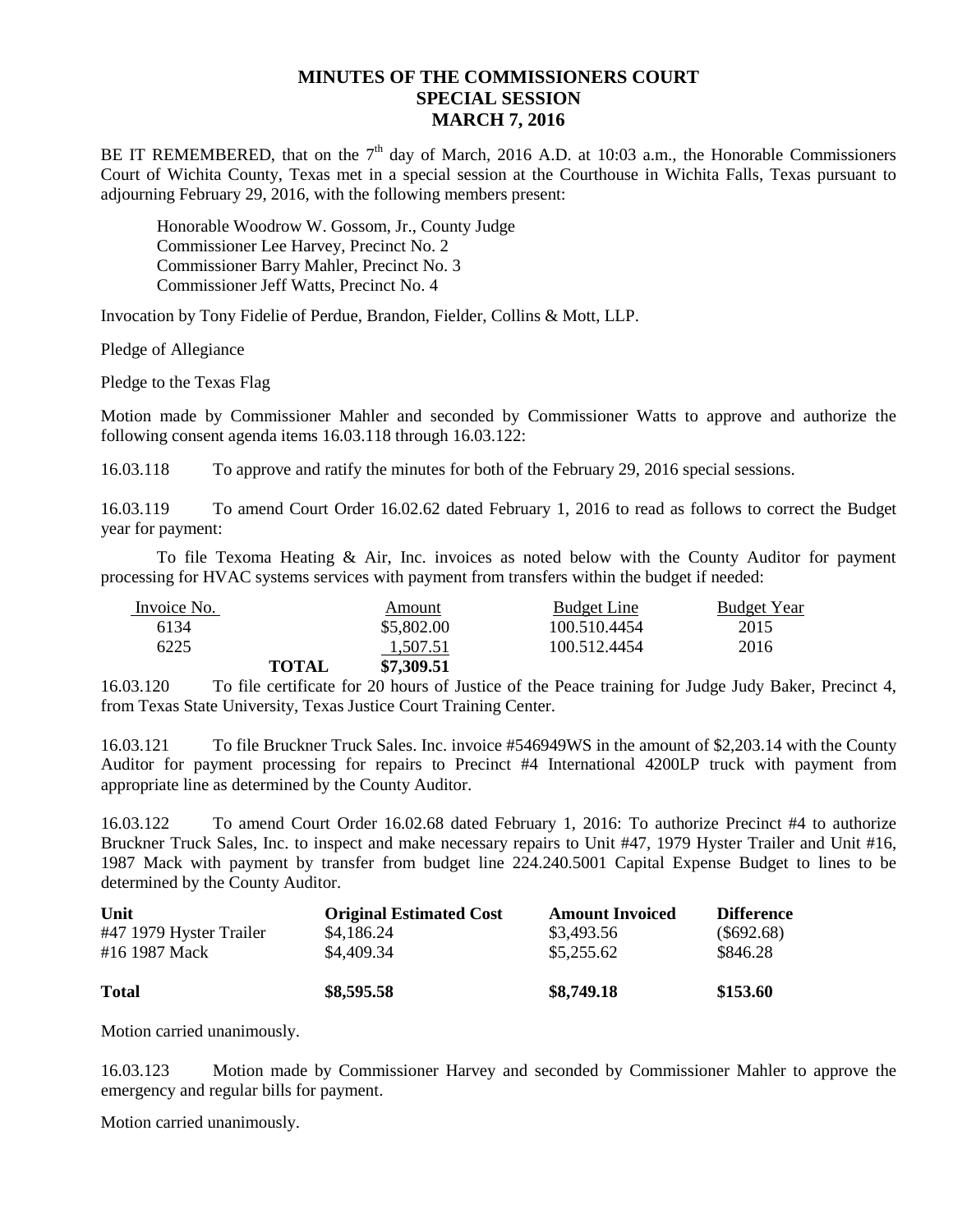# MINUTES OF THE COMMISSIONERS COURT
## SPECIAL SESSION
## MARCH 7, 2016

BE IT REMEMBERED, that on the 7th day of March, 2016 A.D. at 10:03 a.m., the Honorable Commissioners Court of Wichita County, Texas met in a special session at the Courthouse in Wichita Falls, Texas pursuant to adjourning February 29, 2016, with the following members present:

Honorable Woodrow W. Gossom, Jr., County Judge
Commissioner Lee Harvey, Precinct No. 2
Commissioner Barry Mahler, Precinct No. 3
Commissioner Jeff Watts, Precinct No. 4

Invocation by Tony Fidelie of Perdue, Brandon, Fielder, Collins & Mott, LLP.

Pledge of Allegiance

Pledge to the Texas Flag

Motion made by Commissioner Mahler and seconded by Commissioner Watts to approve and authorize the following consent agenda items 16.03.118 through 16.03.122:

16.03.118 To approve and ratify the minutes for both of the February 29, 2016 special sessions.

16.03.119 To amend Court Order 16.02.62 dated February 1, 2016 to read as follows to correct the Budget year for payment:

To file Texoma Heating & Air, Inc. invoices as noted below with the County Auditor for payment processing for HVAC systems services with payment from transfers within the budget if needed:

| Invoice No. | | Amount | Budget Line | Budget Year |
|---|---|---|---|---|
| 6134 | | $5,802.00 | 100.510.4454 | 2015 |
| 6225 | | 1,507.51 | 100.512.4454 | 2016 |
| | **TOTAL** | **$7,309.51** | | |

16.03.120 To file certificate for 20 hours of Justice of the Peace training for Judge Judy Baker, Precinct 4, from Texas State University, Texas Justice Court Training Center.

16.03.121 To file Bruckner Truck Sales. Inc. invoice #546949WS in the amount of $2,203.14 with the County Auditor for payment processing for repairs to Precinct #4 International 4200LP truck with payment from appropriate line as determined by the County Auditor.

16.03.122 To amend Court Order 16.02.68 dated February 1, 2016: To authorize Precinct #4 to authorize Bruckner Truck Sales, Inc. to inspect and make necessary repairs to Unit #47, 1979 Hyster Trailer and Unit #16, 1987 Mack with payment by transfer from budget line 224.240.5001 Capital Expense Budget to lines to be determined by the County Auditor.

| Unit | Original Estimated Cost | Amount Invoiced | Difference |
|---|---|---|---|
| #47 1979 Hyster Trailer | $4,186.24 | $3,493.56 | ($692.68) |
| #16 1987 Mack | $4,409.34 | $5,255.62 | $846.28 |
| **Total** | **$8,595.58** | **$8,749.18** | **$153.60** |

Motion carried unanimously.

16.03.123 Motion made by Commissioner Harvey and seconded by Commissioner Mahler to approve the emergency and regular bills for payment.

Motion carried unanimously.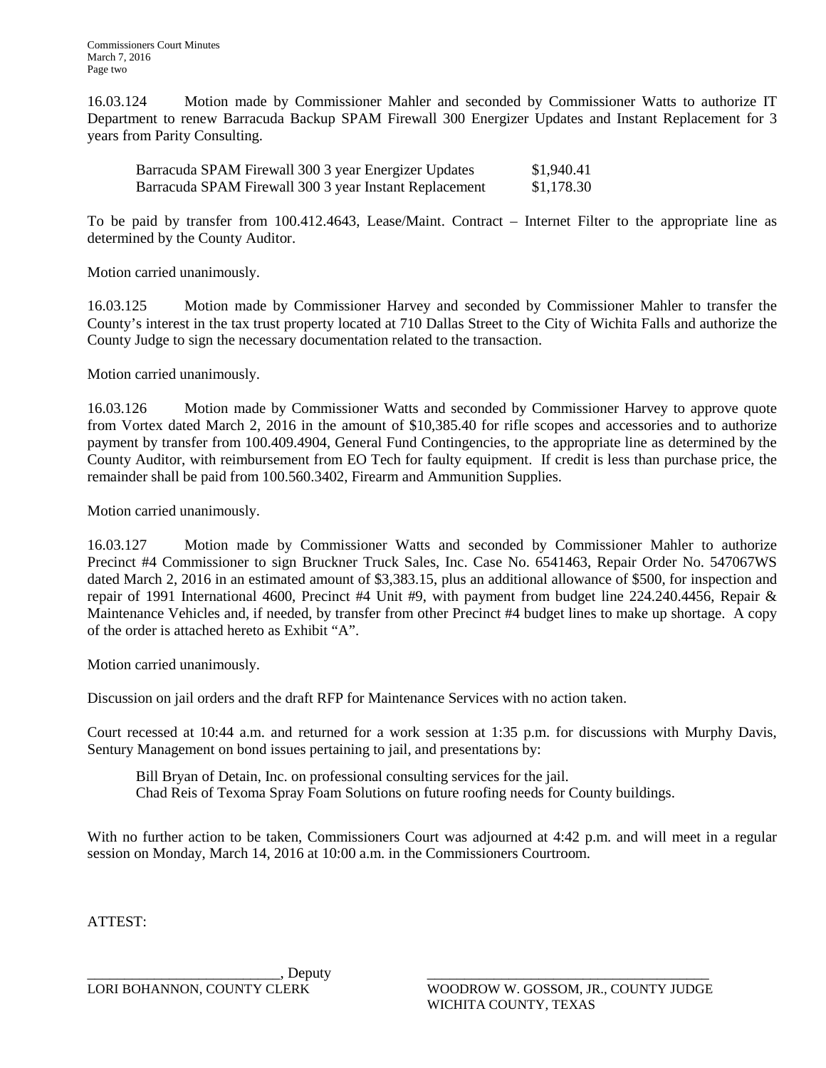16.03.124 Motion made by Commissioner Mahler and seconded by Commissioner Watts to authorize IT Department to renew Barracuda Backup SPAM Firewall 300 Energizer Updates and Instant Replacement for 3 years from Parity Consulting.

| | |
|---|---|
| Barracuda SPAM Firewall 300 3 year Energizer Updates | $1,940.41 |
| Barracuda SPAM Firewall 300 3 year Instant Replacement | $1,178.30 |

To be paid by transfer from 100.412.4643, Lease/Maint. Contract – Internet Filter to the appropriate line as determined by the County Auditor.

Motion carried unanimously.

16.03.125 Motion made by Commissioner Harvey and seconded by Commissioner Mahler to transfer the County's interest in the tax trust property located at 710 Dallas Street to the City of Wichita Falls and authorize the County Judge to sign the necessary documentation related to the transaction.

Motion carried unanimously.

16.03.126 Motion made by Commissioner Watts and seconded by Commissioner Harvey to approve quote from Vortex dated March 2, 2016 in the amount of $10,385.40 for rifle scopes and accessories and to authorize payment by transfer from 100.409.4904, General Fund Contingencies, to the appropriate line as determined by the County Auditor, with reimbursement from EO Tech for faulty equipment. If credit is less than purchase price, the remainder shall be paid from 100.560.3402, Firearm and Ammunition Supplies.

Motion carried unanimously.

16.03.127 Motion made by Commissioner Watts and seconded by Commissioner Mahler to authorize Precinct #4 Commissioner to sign Bruckner Truck Sales, Inc. Case No. 6541463, Repair Order No. 547067WS dated March 2, 2016 in an estimated amount of $3,383.15, plus an additional allowance of $500, for inspection and repair of 1991 International 4600, Precinct #4 Unit #9, with payment from budget line 224.240.4456, Repair & Maintenance Vehicles and, if needed, by transfer from other Precinct #4 budget lines to make up shortage. A copy of the order is attached hereto as Exhibit "A".

Motion carried unanimously.

Discussion on jail orders and the draft RFP for Maintenance Services with no action taken.

Court recessed at 10:44 a.m. and returned for a work session at 1:35 p.m. for discussions with Murphy Davis, Sentury Management on bond issues pertaining to jail, and presentations by:

Bill Bryan of Detain, Inc. on professional consulting services for the jail.
Chad Reis of Texoma Spray Foam Solutions on future roofing needs for County buildings.

With no further action to be taken, Commissioners Court was adjourned at 4:42 p.m. and will meet in a regular session on Monday, March 14, 2016 at 10:00 a.m. in the Commissioners Courtroom.

ATTEST:

___________________________, Deputy
LORI BOHANNON, COUNTY CLERK

________________________________________
WOODROW W. GOSSOM, JR., COUNTY JUDGE
WICHITA COUNTY, TEXAS